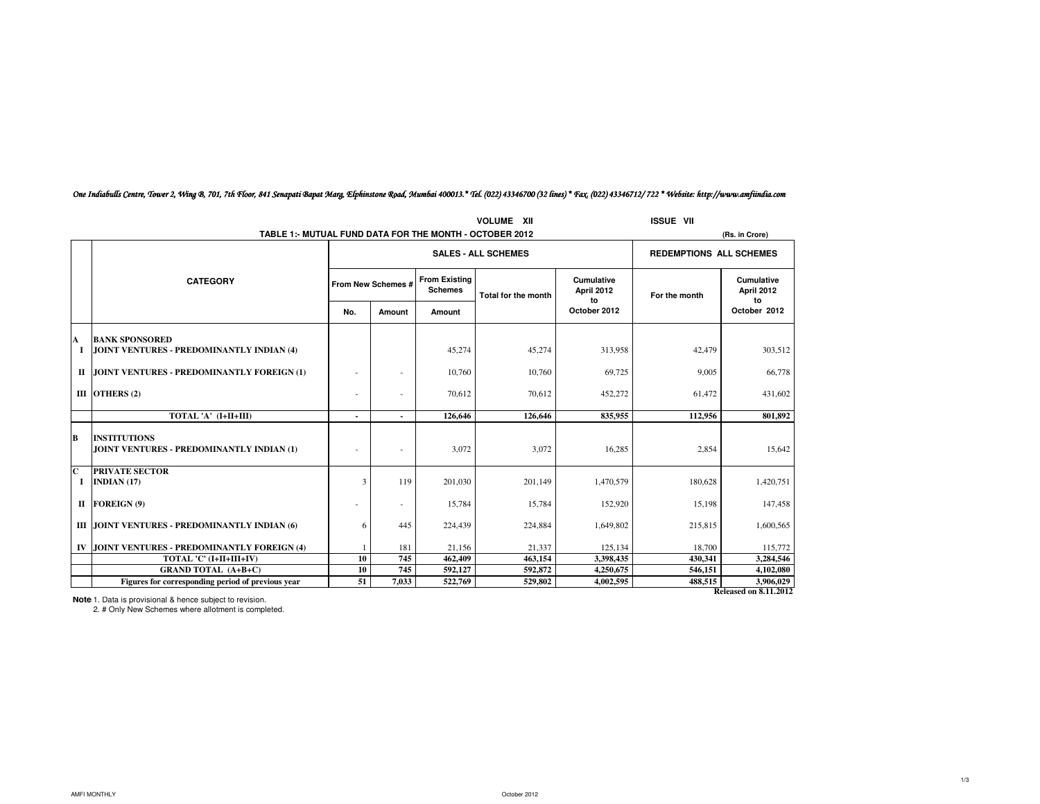*One Indiabulls Centre, Tower 2, Wing B, 701, 7th Floor, 841 Senapati Bapat Marg, Elphinstone Road, Mumbai 400013.* Tel. (022) 43346700 (32 lines) * Fax. (022) 43346712/ 722 * Website: http://www.amfiindia.com*

VOLUME XII ISSUE VII

**TABLE 1:- MUTUAL FUND DATA FOR THE MONTH - OCTOBER 2012**

(Rs. in Crore)

| | CATEGORY | SALES - ALL SCHEMES | | | | | REDEMPTIONS ALL SCHEMES | |
|---|---|---|---|---|---|---|---|---|
| | | From New Schemes # | | From Existing Schemes | Total for the month | Cumulative April 2012 to October 2012 | For the month | Cumulative April 2012 to October 2012 |
| | | No. | Amount | Amount | | | | |
| **A** | **BANK SPONSORED** | | | | | | | |
| **I** | **JOINT VENTURES - PREDOMINANTLY INDIAN (4)** | | | 45,274 | 45,274 | 313,958 | 42,479 | 303,512 |
| **II** | **JOINT VENTURES - PREDOMINANTLY FOREIGN (1)** | - | - | 10,760 | 10,760 | 69,725 | 9,005 | 66,778 |
| **III** | **OTHERS (2)** | - | - | 70,612 | 70,612 | 452,272 | 61,472 | 431,602 |
| | **TOTAL 'A' (I+II+III)** | **-** | **-** | **126,646** | **126,646** | **835,955** | **112,956** | **801,892** |
| **B** | **INSTITUTIONS** | | | | | | | |
| | **JOINT VENTURES - PREDOMINANTLY INDIAN (1)** | - | - | 3,072 | 3,072 | 16,285 | 2,854 | 15,642 |
| **C** | **PRIVATE SECTOR** | | | | | | | |
| **I** | **INDIAN (17)** | 3 | 119 | 201,030 | 201,149 | 1,470,579 | 180,628 | 1,420,751 |
| **II** | **FOREIGN (9)** | - | - | 15,784 | 15,784 | 152,920 | 15,198 | 147,458 |
| **III** | **JOINT VENTURES - PREDOMINANTLY INDIAN (6)** | 6 | 445 | 224,439 | 224,884 | 1,649,802 | 215,815 | 1,600,565 |
| **IV** | **JOINT VENTURES - PREDOMINANTLY FOREIGN (4)** | 1 | 181 | 21,156 | 21,337 | 125,134 | 18,700 | 115,772 |
| | **TOTAL 'C' (I+II+III+IV)** | **10** | **745** | **462,409** | **463,154** | **3,398,435** | **430,341** | **3,284,546** |
| | **GRAND TOTAL (A+B+C)** | **10** | **745** | **592,127** | **592,872** | **4,250,675** | **546,151** | **4,102,080** |
| | **Figures for corresponding period of previous year** | **51** | **7,033** | **522,769** | **529,802** | **4,002,595** | **488,515** | **3,906,029** |

**Released on 8.11.2012**

**Note:** 1. Data is provisional & hence subject to revision.
2. # Only New Schemes where allotment is completed.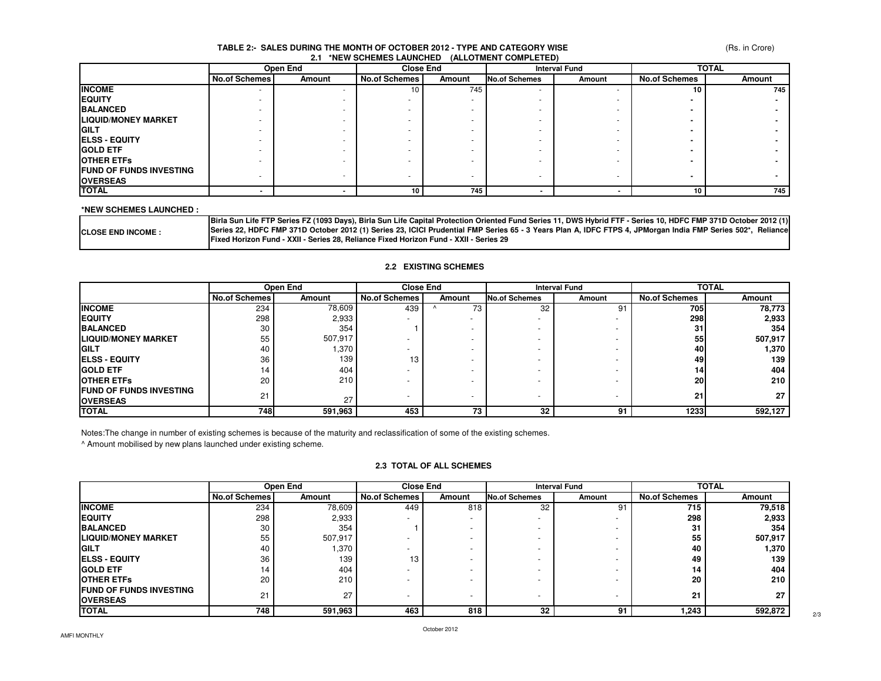## TABLE 2:- SALES DURING THE MONTH OF OCTOBER 2012 - TYPE AND CATEGORY WISE

(Rs. in Crore)

### 2.1 *NEW SCHEMES LAUNCHED (ALLOTMENT COMPLETED)

| | Open End | | Close End | | Interval Fund | | TOTAL | |
|---|---|---|---|---|---|---|---|---|
| | No.of Schemes | Amount | No.of Schemes | Amount | No.of Schemes | Amount | No.of Schemes | Amount |
| **INCOME** | - | - | 10 | 745 | - | - | **10** | **745** |
| **EQUITY** | - | - | - | - | - | - | **-** | **-** |
| **BALANCED** | - | - | - | - | - | - | **-** | **-** |
| **LIQUID/MONEY MARKET** | - | - | - | - | - | - | **-** | **-** |
| **GILT** | - | - | - | - | - | - | **-** | **-** |
| **ELSS - EQUITY** | - | - | - | - | - | - | **-** | **-** |
| **GOLD ETF** | - | - | - | - | - | - | **-** | **-** |
| **OTHER ETFs** | - | - | - | - | - | - | **-** | **-** |
| **FUND OF FUNDS INVESTING OVERSEAS** | - | - | - | - | - | - | **-** | **-** |
| **TOTAL** | **-** | **-** | **10** | **745** | **-** | **-** | **10** | **745** |

**\*NEW SCHEMES LAUNCHED :**

| | |
|---|---|
| **CLOSE END INCOME :** | **Birla Sun Life FTP Series FZ (1093 Days), Birla Sun Life Capital Protection Oriented Fund Series 11, DWS Hybrid FTF - Series 10, HDFC FMP 371D October 2012 (1) Series 22, HDFC FMP 371D October 2012 (1) Series 23, ICICI Prudential FMP Series 65 - 3 Years Plan A, IDFC FTPS 4, JPMorgan India FMP Series 502*, Reliance Fixed Horizon Fund - XXII - Series 28, Reliance Fixed Horizon Fund - XXII - Series 29** |

### 2.2 EXISTING SCHEMES

| | Open End | | Close End | | Interval Fund | | TOTAL | |
|---|---|---|---|---|---|---|---|---|
| | No.of Schemes | Amount | No.of Schemes | Amount | No.of Schemes | Amount | No.of Schemes | Amount |
| **INCOME** | 234 | 78,609 | 439 | ^ 73 | 32 | 91 | **705** | **78,773** |
| **EQUITY** | 298 | 2,933 | - | - | - | - | **298** | **2,933** |
| **BALANCED** | 30 | 354 | 1 | - | - | - | **31** | **354** |
| **LIQUID/MONEY MARKET** | 55 | 507,917 | - | - | - | - | **55** | **507,917** |
| **GILT** | 40 | 1,370 | - | - | - | - | **40** | **1,370** |
| **ELSS - EQUITY** | 36 | 139 | 13 | - | - | - | **49** | **139** |
| **GOLD ETF** | 14 | 404 | - | - | - | - | **14** | **404** |
| **OTHER ETFs** | 20 | 210 | - | - | - | - | **20** | **210** |
| **FUND OF FUNDS INVESTING OVERSEAS** | 21 | 27 | - | - | - | - | **21** | **27** |
| **TOTAL** | **748** | **591,963** | **453** | **73** | **32** | **91** | **1233** | **592,127** |

Notes:The change in number of existing schemes is because of the maturity and reclassification of some of the existing schemes.

^ Amount mobilised by new plans launched under existing scheme.

### 2.3 TOTAL OF ALL SCHEMES

| | Open End | | Close End | | Interval Fund | | TOTAL | |
|---|---|---|---|---|---|---|---|---|
| | No.of Schemes | Amount | No.of Schemes | Amount | No.of Schemes | Amount | No.of Schemes | Amount |
| **INCOME** | 234 | 78,609 | 449 | 818 | 32 | 91 | **715** | **79,518** |
| **EQUITY** | 298 | 2,933 | - | - | - | - | **298** | **2,933** |
| **BALANCED** | 30 | 354 | 1 | - | - | - | **31** | **354** |
| **LIQUID/MONEY MARKET** | 55 | 507,917 | - | - | - | - | **55** | **507,917** |
| **GILT** | 40 | 1,370 | - | - | - | - | **40** | **1,370** |
| **ELSS - EQUITY** | 36 | 139 | 13 | - | - | - | **49** | **139** |
| **GOLD ETF** | 14 | 404 | - | - | - | - | **14** | **404** |
| **OTHER ETFs** | 20 | 210 | - | - | - | - | **20** | **210** |
| **FUND OF FUNDS INVESTING OVERSEAS** | 21 | 27 | - | - | - | - | **21** | **27** |
| **TOTAL** | **748** | **591,963** | **463** | **818** | **32** | **91** | **1,243** | **592,872** |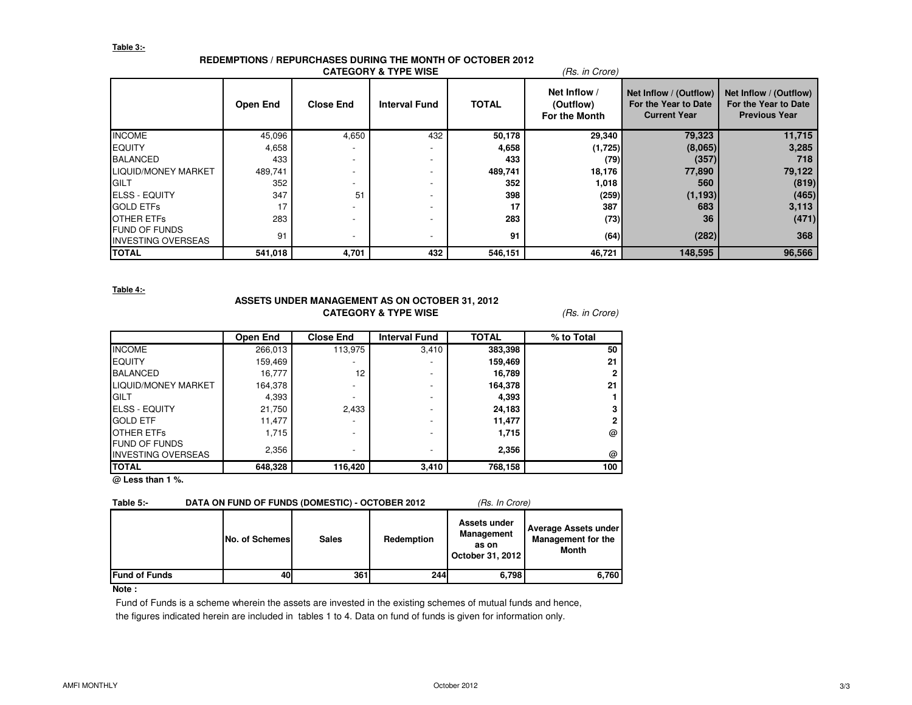**Table 3:-**

## REDEMPTIONS / REPURCHASES DURING THE MONTH OF OCTOBER 2012
### CATEGORY & TYPE WISE

*(Rs. in Crore)*

| | Open End | Close End | Interval Fund | TOTAL | Net Inflow / (Outflow) For the Month | Net Inflow / (Outflow) For the Year to Date Current Year | Net Inflow / (Outflow) For the Year to Date Previous Year |
|---|---|---|---|---|---|---|---|
| INCOME | 45,096 | 4,650 | 432 | **50,178** | **29,340** | **79,323** | **11,715** |
| EQUITY | 4,658 | - | - | **4,658** | **(1,725)** | **(8,065)** | **3,285** |
| BALANCED | 433 | - | - | **433** | **(79)** | **(357)** | **718** |
| LIQUID/MONEY MARKET | 489,741 | - | - | **489,741** | **18,176** | **77,890** | **79,122** |
| GILT | 352 | - | - | **352** | **1,018** | **560** | **(819)** |
| ELSS - EQUITY | 347 | 51 | - | **398** | **(259)** | **(1,193)** | **(465)** |
| GOLD ETFs | 17 | - | - | **17** | **387** | **683** | **3,113** |
| OTHER ETFs | 283 | - | - | **283** | **(73)** | **36** | **(471)** |
| FUND OF FUNDS INVESTING OVERSEAS | 91 | - | - | **91** | **(64)** | **(282)** | **368** |
| **TOTAL** | **541,018** | **4,701** | **432** | **546,151** | **46,721** | **148,595** | **96,566** |

**Table 4:-**

## ASSETS UNDER MANAGEMENT AS ON OCTOBER 31, 2012
### CATEGORY & TYPE WISE

*(Rs. in Crore)*

| | Open End | Close End | Interval Fund | TOTAL | % to Total |
|---|---|---|---|---|---|
| INCOME | 266,013 | 113,975 | 3,410 | **383,398** | **50** |
| EQUITY | 159,469 | - | - | **159,469** | **21** |
| BALANCED | 16,777 | 12 | - | **16,789** | **2** |
| LIQUID/MONEY MARKET | 164,378 | - | - | **164,378** | **21** |
| GILT | 4,393 | - | - | **4,393** | **1** |
| ELSS - EQUITY | 21,750 | 2,433 | - | **24,183** | **3** |
| GOLD ETF | 11,477 | - | - | **11,477** | **2** |
| OTHER ETFs | 1,715 | - | - | **1,715** | **@** |
| FUND OF FUNDS INVESTING OVERSEAS | 2,356 | - | - | **2,356** | **@** |
| **TOTAL** | **648,328** | **116,420** | **3,410** | **768,158** | **100** |

**@ Less than 1 %.**

**Table 5:- DATA ON FUND OF FUNDS (DOMESTIC) - OCTOBER 2012** *(Rs. In Crore)*

| | No. of Schemes | Sales | Redemption | Assets under Management as on October 31, 2012 | Average Assets under Management for the Month |
|---|---|---|---|---|---|
| **Fund of Funds** | **40** | **361** | **244** | **6,798** | **6,760** |

**Note :**

Fund of Funds is a scheme wherein the assets are invested in the existing schemes of mutual funds and hence, the figures indicated herein are included in tables 1 to 4. Data on fund of funds is given for information only.